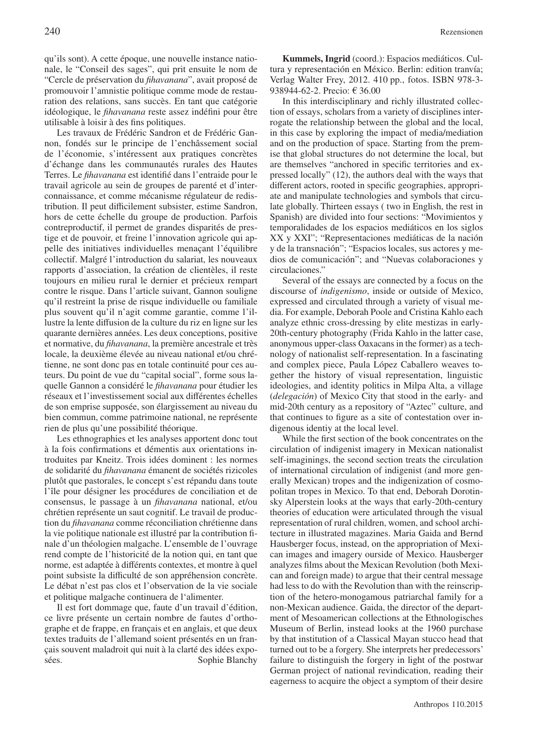qu'ils sont). A cette époque, une nouvelle instance nationale, le "Conseil des sages", qui prit ensuite le nom de "Cercle de préservation du *fihavanana*", avait proposé de promouvoir l'amnistie politique comme mode de restauration des relations, sans succès. En tant que catégorie idéologique, le *fihavanana* reste assez indéfini pour être utilisable à loisir à des fins politiques.

Les travaux de Frédéric Sandron et de Frédéric Gannon, fondés sur le principe de l'enchâssement social de l'économie, s'intéressent aux pratiques concrètes d'échange dans les communautés rurales des Hautes Terres. Le *fihavanana* est identifié dans l'entraide pour le travail agricole au sein de groupes de parenté et d'interconnaissance, et comme mécanisme régulateur de redistribution. Il peut difficilement subsister, estime Sandron, hors de cette échelle du groupe de production. Parfois contreproductif, il permet de grandes disparités de prestige et de pouvoir, et freine l'innovation agricole qui appelle des initiatives individuelles menaçant l'équilibre collectif. Malgré l'introduction du salariat, les nouveaux rapports d'association, la création de clientèles, il reste toujours en milieu rural le dernier et précieux rempart contre le risque. Dans l'article suivant, Gannon souligne qu'il restreint la prise de risque individuelle ou familiale plus souvent qu'il n'agit comme garantie, comme l'illustre la lente diffusion de la culture du riz en ligne sur les quarante dernières années. Les deux conceptions, positive et normative, du *fihavanana*, la première ancestrale et très locale, la deuxième élevée au niveau national et/ou chrétienne, ne sont donc pas en totale continuité pour ces auteurs. Du point de vue du "capital social", forme sous laquelle Gannon a considéré le *fihavanana* pour étudier les réseaux et l'investissement social aux différentes échelles de son emprise supposée, son élargissement au niveau du bien commun, comme patrimoine national, ne représente rien de plus qu'une possibilité théorique.

Les ethnographies et les analyses apportent donc tout à la fois confirmations et démentis aux orientations introduites par Kneitz. Trois idées dominent : les normes de solidarité du *fihavanana* émanent de sociétés rizicoles plutôt que pastorales, le concept s'est répandu dans toute l'île pour désigner les procédures de conciliation et de consensus, le passage à un *fihavanana* national, et/ou chrétien représente un saut cognitif. Le travail de production du *fihavanana* comme réconciliation chrétienne dans la vie politique nationale est illustré par la contribution finale d'un théologien malgache. L'ensemble de l'ouvrage rend compte de l'historicité de la notion qui, en tant que norme, est adaptée à différents contextes, et montre à quel point subsiste la difficulté de son appréhension concrète. Le débat n'est pas clos et l'observation de la vie sociale et politique malgache continuera de l'alimenter.

Il est fort dommage que, faute d'un travail d'édition, ce livre présente un certain nombre de fautes d'orthographe et de frappe, en français et en anglais, et que deux textes traduits de l'allemand soient présentés en un français souvent maladroit qui nuit à la clarté des idées exposées. Sophie Blanchy

**Kummels, Ingrid** (coord.): Espacios mediáticos. Cultura y representación en México. Berlin: edition tranvía; Verlag Walter Frey, 2012. 410 pp., fotos. ISBN 978-3-938944-62-2. Precio: € 36.00

In this interdisciplinary and richly illustrated collection of essays, scholars from a variety of disciplines interrogate the relationship between the global and the local, in this case by exploring the impact of media/mediation and on the production of space. Starting from the premise that global structures do not determine the local, but are themselves "anchored in specific territories and expressed locally" (12), the authors deal with the ways that different actors, rooted in specific geographies, appropriate and manipulate technologies and symbols that circulate globally. Thirteen essays ( two in English, the rest in Spanish) are divided into four sections: "Movimientos y temporalidades de los espacios mediáticos en los siglos XX y XXI"; "Representaciones mediáticas de la nación y de la transnación"; "Espacios locales, sus actores y medios de comunicación"; and "Nuevas colaboraciones y circulaciones."

Several of the essays are connected by a focus on the discourse of *indigenismo*, inside or outside of Mexico, expressed and circulated through a variety of visual media. For example, Deborah Poole and Cristina Kahlo each analyze ethnic cross-dressing by elite mestizas in early-20th-century photography (Frida Kahlo in the latter case, anonymous upper-class Oaxacans in the former) as a technology of nationalist self-representation. In a fascinating and complex piece, Paula López Caballero weaves together the history of visual representation, linguistic ideologies, and identity politics in Milpa Alta, a village (*delegación*) of Mexico City that stood in the early- and mid-20th century as a repository of "Aztec" culture, and that continues to figure as a site of contestation over indigenous identiy at the local level.

While the first section of the book concentrates on the circulation of indigenist imagery in Mexican nationalist self-imaginings, the second section treats the circulation of international circulation of indigenist (and more generally Mexican) tropes and the indigenization of cosmopolitan tropes in Mexico. To that end, Deborah Dorotinsky Alperstein looks at the ways that early-20th-century theories of education were articulated through the visual representation of rural children, women, and school architecture in illustrated magazines. Maria Gaida and Bernd Hausberger focus, instead, on the appropriation of Mexican images and imagery ourside of Mexico. Hausberger analyzes films about the Mexican Revolution (both Mexican and foreign made) to argue that their central message had less to do with the Revolution than with the reinscription of the hetero-monogamous patriarchal family for a non-Mexican audience. Gaida, the director of the department of Mesoamerican collections at the Ethnologisches Museum of Berlin, instead looks at the 1960 purchase by that institution of a Classical Mayan stucco head that turned out to be a forgery. She interprets her predecessors' failure to distinguish the forgery in light of the postwar German project of national revindication, reading their eagerness to acquire the object a symptom of their desire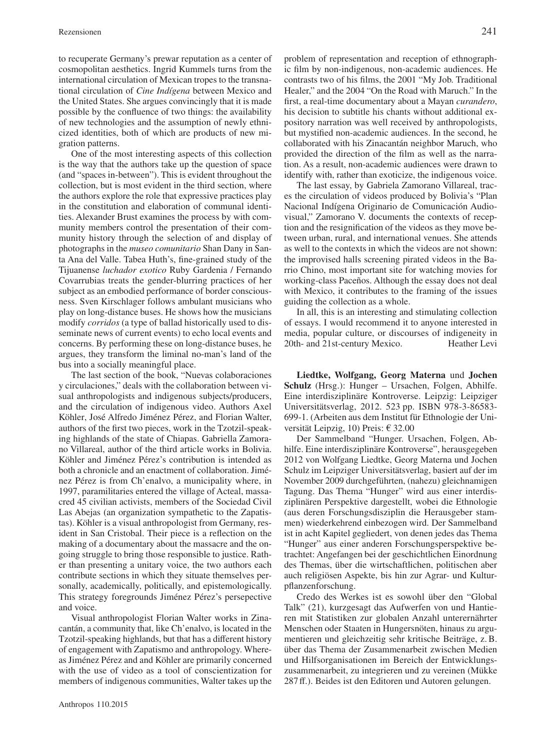to recuperate Germany's prewar reputation as a center of cosmopolitan aesthetics. Ingrid Kummels turns from the international circulation of Mexican tropes to the transnational circulation of *Cine Indígena* between Mexico and the United States. She argues convincingly that it is made possible by the confluence of two things: the availability of new technologies and the assumption of newly ethnicized identities, both of which are products of new migration patterns.

One of the most interesting aspects of this collection is the way that the authors take up the question of space (and "spaces in-between"). This is evident throughout the collection, but is most evident in the third section, where the authors explore the role that expressive practices play in the constitution and elaboration of communal identities. Alexander Brust examines the process by with community members control the presentation of their community history through the selection of and display of photographs in the *museo comunitario* Shan Dany in Santa Ana del Valle. Tabea Huth's, fine-grained study of the Tijuanense *luchador exotico* Ruby Gardenia / Fernando Covarrubias treats the gender-blurring practices of her subject as an embodied performance of border consciousness. Sven Kirschlager follows ambulant musicians who play on long-distance buses. He shows how the musicians modify *corridos* (a type of ballad historically used to disseminate news of current events) to echo local events and concerns. By performing these on long-distance buses, he argues, they transform the liminal no-man's land of the bus into a socially meaningful place.

The last section of the book, "Nuevas colaboraciones y circulaciones," deals with the collaboration between visual anthropologists and indigenous subjects/producers, and the circulation of indigenous video. Authors Axel Köhler, José Alfredo Jiménez Pérez, and Florian Walter, authors of the first two pieces, work in the Tzotzil-speaking highlands of the state of Chiapas. Gabriella Zamorano Villareal, author of the third article works in Bolivia. Köhler and Jiménez Pérez's contribution is intended as both a chronicle and an enactment of collaboration. Jiménez Pérez is from Ch'enalvo, a municipality where, in 1997, paramilitaries entered the village of Acteal, massacred 45 civilian activists, members of the Sociedad Civil Las Abejas (an organization sympathetic to the Zapatistas). Köhler is a visual anthropologist from Germany, resident in San Cristobal. Their piece is a reflection on the making of a documentary about the massacre and the ongoing struggle to bring those responsible to justice. Rather than presenting a unitary voice, the two authors each contribute sections in which they situate themselves personally, academically, politically, and epistemologically. This strategy foregrounds Jiménez Pérez's persepective and voice.

Visual anthropologist Florian Walter works in Zinacantán, a community that, like Ch'enalvo, is located in the Tzotzil-speaking highlands, but that has a different history of engagement with Zapatismo and anthropology. Whereas Jiménez Pérez and and Köhler are primarily concerned with the use of video as a tool of conscientization for members of indigenous communities, Walter takes up the problem of representation and reception of ethnographic film by non-indigenous, non-academic audiences. He contrasts two of his films, the 2001 "My Job. Traditional Healer," and the 2004 "On the Road with Maruch." In the first, a real-time documentary about a Mayan *curandero*, his decision to subtitle his chants without additional expository narration was well received by anthropologists, but mystified non-academic audiences. In the second, he collaborated with his Zinacantán neighbor Maruch, who provided the direction of the film as well as the narration. As a result, non-academic audiences were drawn to identify with, rather than exoticize, the indigenous voice.

The last essay, by Gabriela Zamorano Villareal, traces the circulation of videos produced by Bolivia's "Plan Nacional Indígena Originario de Comunicación Audiovisual," Zamorano V. documents the contexts of reception and the resignification of the videos as they move between urban, rural, and international venues. She attends as well to the contexts in which the videos are not shown: the improvised halls screening pirated videos in the Barrio Chino, most important site for watching movies for working-class Paceños. Although the essay does not deal with Mexico, it contributes to the framing of the issues guiding the collection as a whole.

In all, this is an interesting and stimulating collection of essays. I would recommend it to anyone interested in media, popular culture, or discourses of indigeneity in 20th- and 21st-century Mexico. Heather Levi

**Liedtke, Wolfgang, Georg Materna** und **Jochen Schulz** (Hrsg.): Hunger – Ursachen, Folgen, Abhilfe. Eine interdisziplinäre Kontroverse. Leipzig: Leipziger Universitätsverlag, 2012. 523 pp. ISBN 978-3-86583-699-1. (Arbeiten aus dem Institut für Ethnologie der Universität Leipzig, 10) Preis: € 32.00

Der Sammelband "Hunger. Ursachen, Folgen, Abhilfe. Eine interdisziplinäre Kontroverse", herausgegeben 2012 von Wolfgang Liedtke, Georg Materna und Jochen Schulz im Leipziger Universitätsverlag, basiert auf der im November 2009 durchgeführten, (nahezu) gleichnamigen Tagung. Das Thema "Hunger" wird aus einer interdisziplinären Perspektive dargestellt, wobei die Ethnologie (aus deren Forschungsdisziplin die Herausgeber stammen) wiederkehrend einbezogen wird. Der Sammelband ist in acht Kapitel gegliedert, von denen jedes das Thema "Hunger" aus einer anderen Forschungsperspektive betrachtet: Angefangen bei der geschichtlichen Einordnung des Themas, über die wirtschaftlichen, politischen aber auch religiösen Aspekte, bis hin zur Agrar- und Kulturpflanzenforschung.

Credo des Werkes ist es sowohl über den "Global Talk" (21), kurzgesagt das Aufwerfen von und Hantieren mit Statistiken zur globalen Anzahl unterernährter Menschen oder Staaten in Hungersnöten, hinaus zu argumentieren und gleichzeitig sehr kritische Beiträge, z. B. über das Thema der Zusammenarbeit zwischen Medien und Hilfsorganisationen im Bereich der Entwicklungszusammenarbeit, zu integrieren und zu vereinen (Mükke 287 ff.). Beides ist den Editoren und Autoren gelungen.